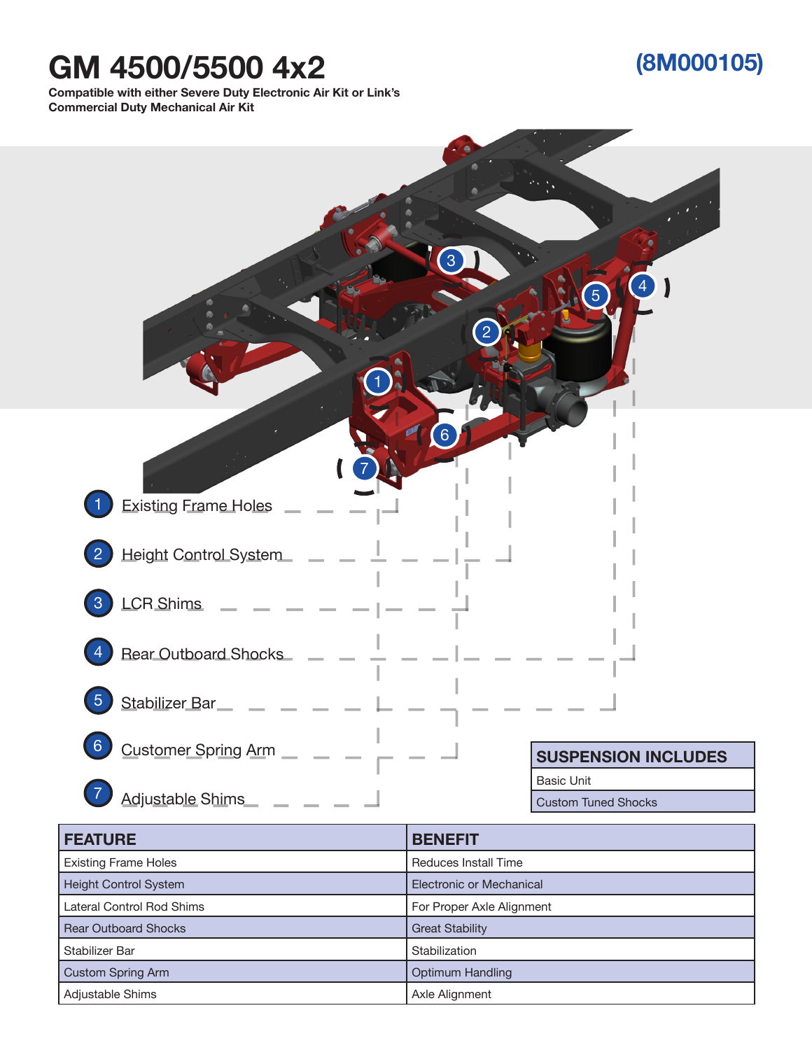# GM 4500/5500 4x2

**(8M000105)**

**Compatible with either Severe Duty Electronic Air Kit or Link's Commercial Duty Mechanical Air Kit**

1. Existing Frame Holes
2. Height Control System
3. LCR Shims
4. Rear Outboard Shocks
5. Stabilizer Bar
6. Customer Spring Arm
7. Adjustable Shims

| SUSPENSION INCLUDES |
|---|
| Basic Unit |
| Custom Tuned Shocks |

| FEATURE | BENEFIT |
|---|---|
| Existing Frame Holes | Reduces Install Time |
| Height Control System | Electronic or Mechanical |
| Lateral Control Rod Shims | For Proper Axle Alignment |
| Rear Outboard Shocks | Great Stability |
| Stabilizer Bar | Stabilization |
| Custom Spring Arm | Optimum Handling |
| Adjustable Shims | Axle Alignment |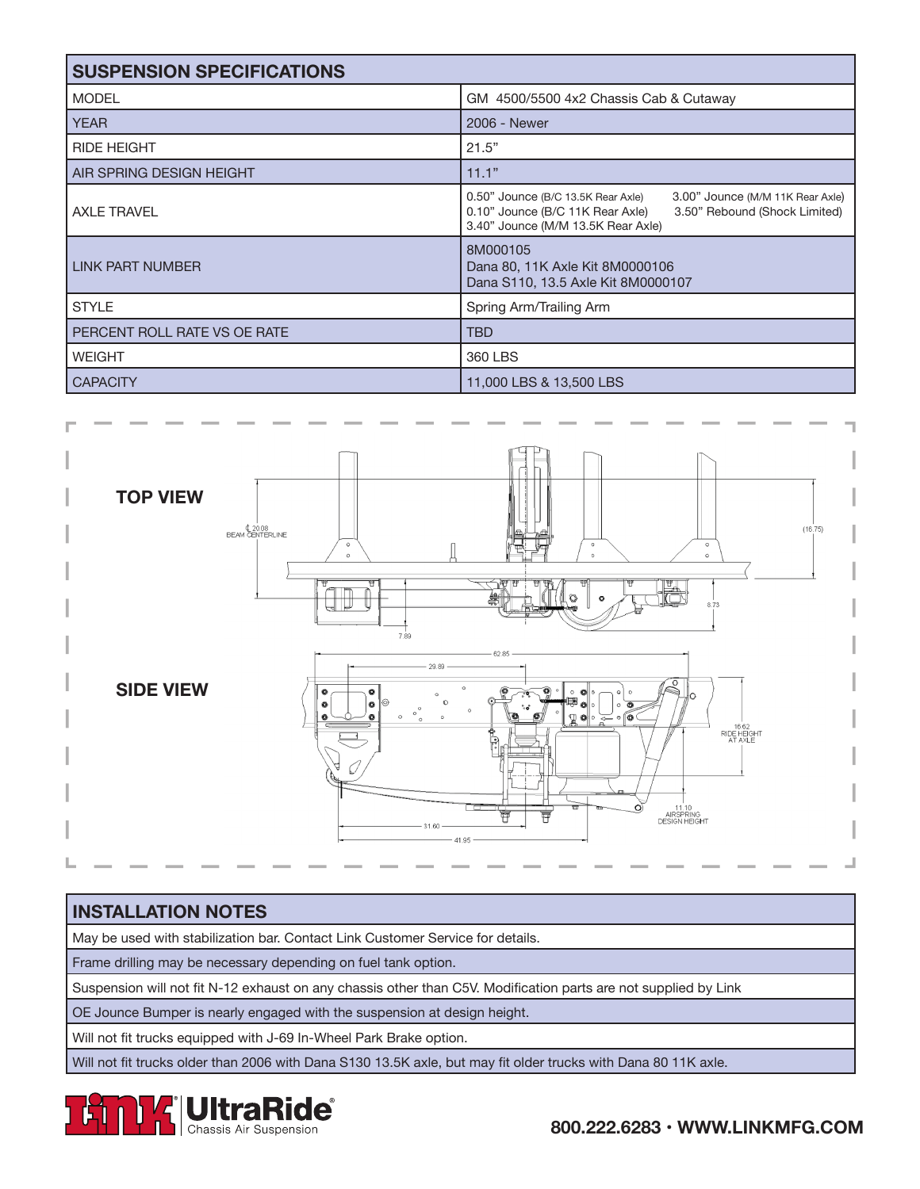| SUSPENSION SPECIFICATIONS | |
|---|---|
| MODEL | GM 4500/5500 4x2 Chassis Cab & Cutaway |
| YEAR | 2006 - Newer |
| RIDE HEIGHT | 21.5" |
| AIR SPRING DESIGN HEIGHT | 11.1" |
| AXLE TRAVEL | 0.50" Jounce (B/C 13.5K Rear Axle) 0.10" Jounce (B/C 11K Rear Axle) 3.40" Jounce (M/M 13.5K Rear Axle) 3.00" Jounce (M/M 11K Rear Axle) 3.50" Rebound (Shock Limited) |
| LINK PART NUMBER | 8M000105<br>Dana 80, 11K Axle Kit 8M0000106<br>Dana S110, 13.5 Axle Kit 8M0000107 |
| STYLE | Spring Arm/Trailing Arm |
| PERCENT ROLL RATE VS OE RATE | TBD |
| WEIGHT | 360 LBS |
| CAPACITY | 11,000 LBS & 13,500 LBS |

**TOP VIEW**

℄ 20.08
BEAM CENTERLINE
(16.75)
8.73
7.89

**SIDE VIEW**

62.85
29.89
16.62
RIDE HEIGHT
AT AXLE
11.10
AIRSPRING
DESIGN HEIGHT
31.60
41.95

| INSTALLATION NOTES |
|---|
| May be used with stabilization bar. Contact Link Customer Service for details. |
| Frame drilling may be necessary depending on fuel tank option. |
| Suspension will not fit N-12 exhaust on any chassis other than C5V. Modification parts are not supplied by Link |
| OE Jounce Bumper is nearly engaged with the suspension at design height. |
| Will not fit trucks equipped with J-69 In-Wheel Park Brake option. |
| Will not fit trucks older than 2006 with Dana S130 13.5K axle, but may fit older trucks with Dana 80 11K axle. |

Link® UltraRide® Chassis Air Suspension

800.222.6283 • WWW.LINKMFG.COM